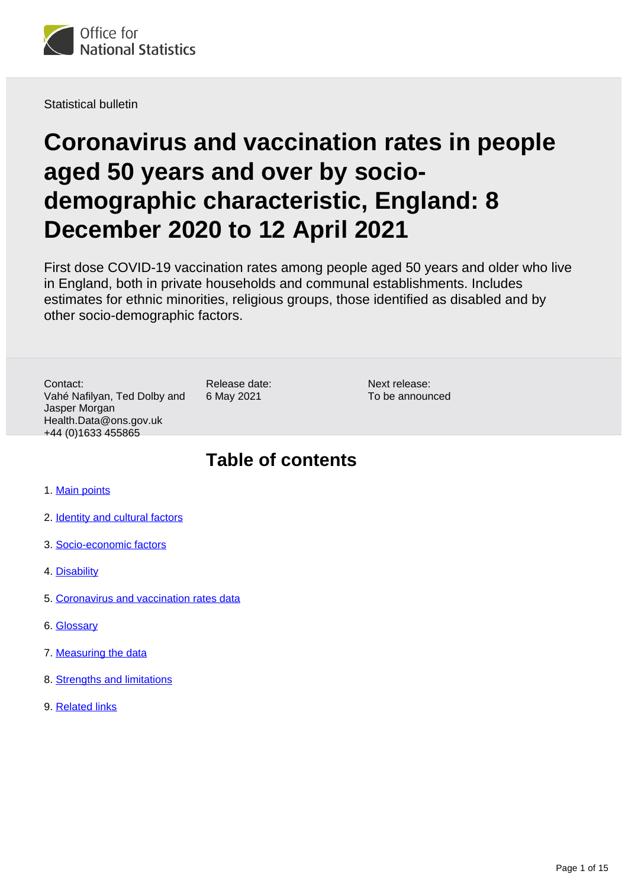Statistical bulletin

# Coronavirus and vaccination rates in people aged 50 years and over by socio-demographic characteristic, England: 8 December 2020 to 12 April 2021

First dose COVID-19 vaccination rates among people aged 50 years and older who live in England, both in private households and communal establishments. Includes estimates for ethnic minorities, religious groups, those identified as disabled and by other socio-demographic factors.

Contact:
Vahé Nafilyan, Ted Dolby and Jasper Morgan
Health.Data@ons.gov.uk
+44 (0)1633 455865

Release date:
6 May 2021

Next release:
To be announced

## Table of contents

1. Main points
2. Identity and cultural factors
3. Socio-economic factors
4. Disability
5. Coronavirus and vaccination rates data
6. Glossary
7. Measuring the data
8. Strengths and limitations
9. Related links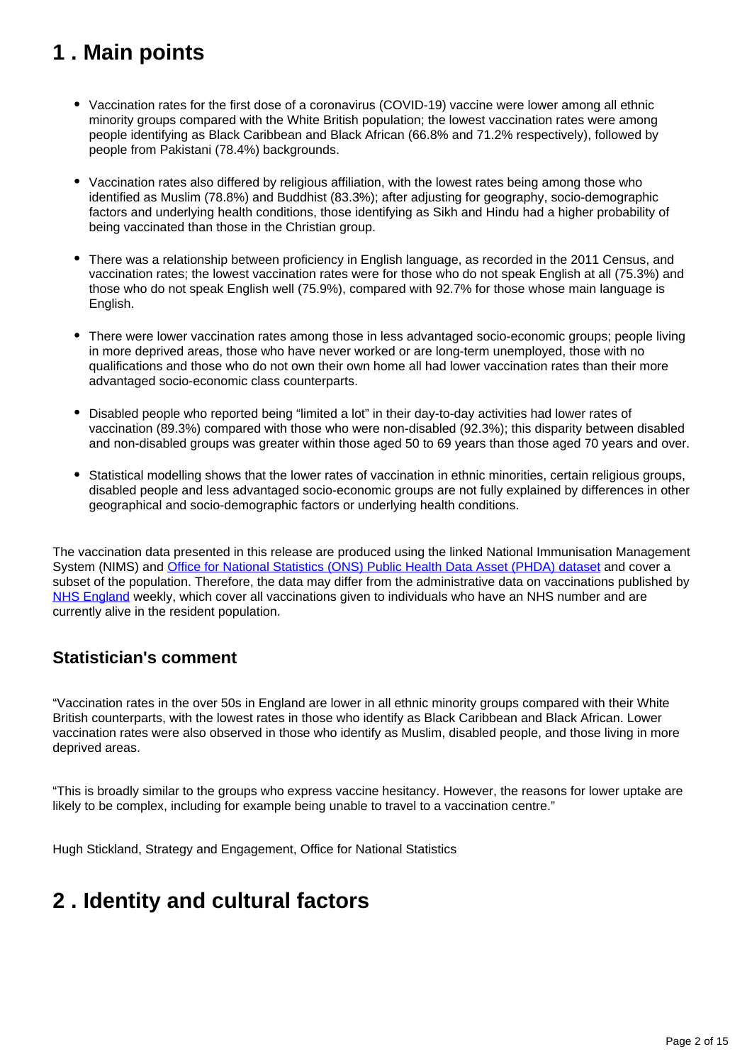## 1 . Main points

- Vaccination rates for the first dose of a coronavirus (COVID-19) vaccine were lower among all ethnic minority groups compared with the White British population; the lowest vaccination rates were among people identifying as Black Caribbean and Black African (66.8% and 71.2% respectively), followed by people from Pakistani (78.4%) backgrounds.

- Vaccination rates also differed by religious affiliation, with the lowest rates being among those who identified as Muslim (78.8%) and Buddhist (83.3%); after adjusting for geography, socio-demographic factors and underlying health conditions, those identifying as Sikh and Hindu had a higher probability of being vaccinated than those in the Christian group.

- There was a relationship between proficiency in English language, as recorded in the 2011 Census, and vaccination rates; the lowest vaccination rates were for those who do not speak English at all (75.3%) and those who do not speak English well (75.9%), compared with 92.7% for those whose main language is English.

- There were lower vaccination rates among those in less advantaged socio-economic groups; people living in more deprived areas, those who have never worked or are long-term unemployed, those with no qualifications and those who do not own their own home all had lower vaccination rates than their more advantaged socio-economic class counterparts.

- Disabled people who reported being "limited a lot" in their day-to-day activities had lower rates of vaccination (89.3%) compared with those who were non-disabled (92.3%); this disparity between disabled and non-disabled groups was greater within those aged 50 to 69 years than those aged 70 years and over.

- Statistical modelling shows that the lower rates of vaccination in ethnic minorities, certain religious groups, disabled people and less advantaged socio-economic groups are not fully explained by differences in other geographical and socio-demographic factors or underlying health conditions.

The vaccination data presented in this release are produced using the linked National Immunisation Management System (NIMS) and Office for National Statistics (ONS) Public Health Data Asset (PHDA) dataset and cover a subset of the population. Therefore, the data may differ from the administrative data on vaccinations published by NHS England weekly, which cover all vaccinations given to individuals who have an NHS number and are currently alive in the resident population.

### Statistician's comment

"Vaccination rates in the over 50s in England are lower in all ethnic minority groups compared with their White British counterparts, with the lowest rates in those who identify as Black Caribbean and Black African. Lower vaccination rates were also observed in those who identify as Muslim, disabled people, and those living in more deprived areas.

"This is broadly similar to the groups who express vaccine hesitancy. However, the reasons for lower uptake are likely to be complex, including for example being unable to travel to a vaccination centre."

Hugh Stickland, Strategy and Engagement, Office for National Statistics

## 2 . Identity and cultural factors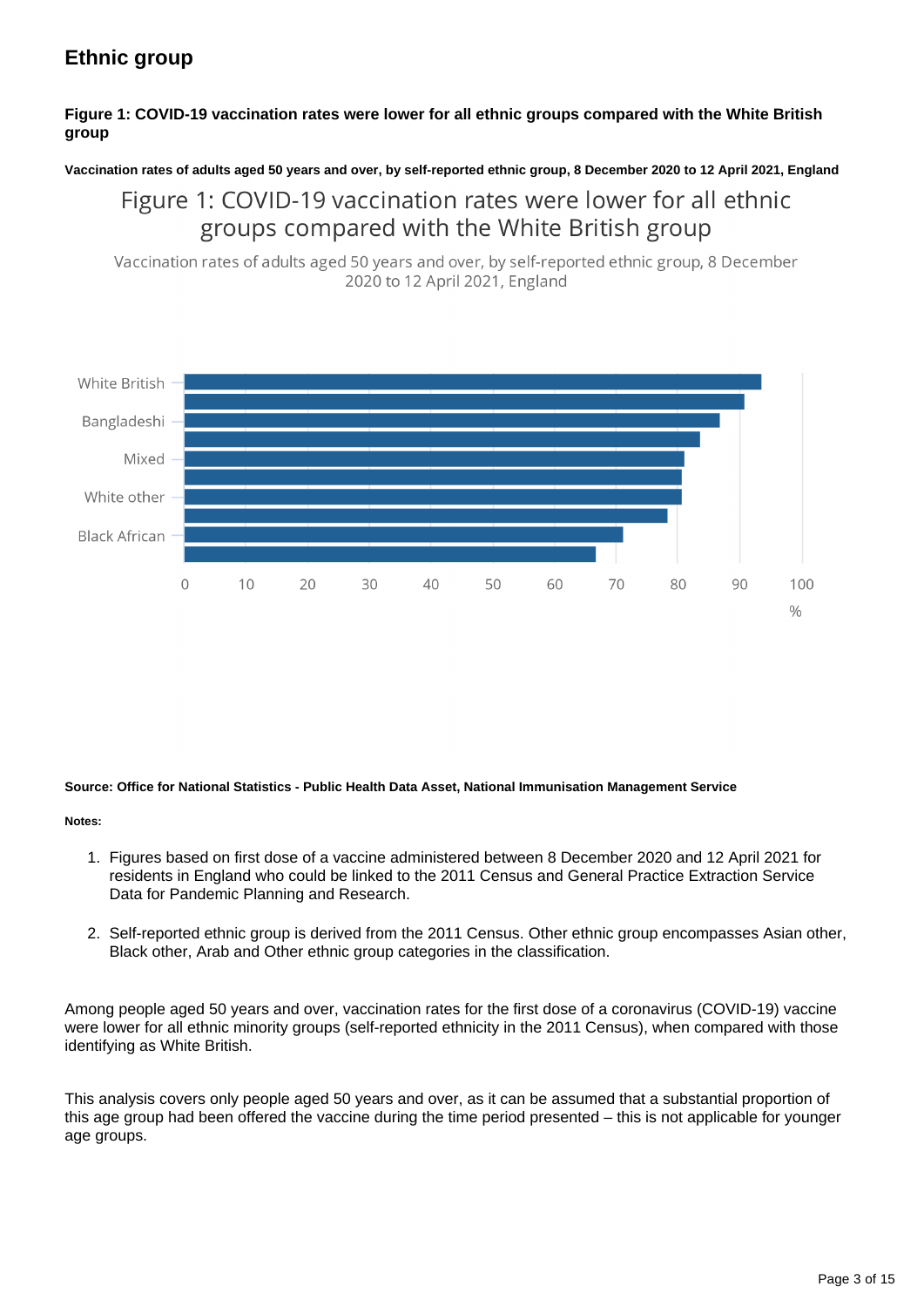## Ethnic group

#### Figure 1: COVID-19 vaccination rates were lower for all ethnic groups compared with the White British group

###### Vaccination rates of adults aged 50 years and over, by self-reported ethnic group, 8 December 2020 to 12 April 2021, England

Figure 1: COVID-19 vaccination rates were lower for all ethnic groups compared with the White British group

Vaccination rates of adults aged 50 years and over, by self-reported ethnic group, 8 December 2020 to 12 April 2021, England

White British

Bangladeshi

Mixed

White other

Black African

0 10 20 30 40 50 60 70 80 90 100

%

###### Source: Office for National Statistics - Public Health Data Asset, National Immunisation Management Service

###### Notes:

1. Figures based on first dose of a vaccine administered between 8 December 2020 and 12 April 2021 for residents in England who could be linked to the 2011 Census and General Practice Extraction Service Data for Pandemic Planning and Research.

2. Self-reported ethnic group is derived from the 2011 Census. Other ethnic group encompasses Asian other, Black other, Arab and Other ethnic group categories in the classification.

Among people aged 50 years and over, vaccination rates for the first dose of a coronavirus (COVID-19) vaccine were lower for all ethnic minority groups (self-reported ethnicity in the 2011 Census), when compared with those identifying as White British.

This analysis covers only people aged 50 years and over, as it can be assumed that a substantial proportion of this age group had been offered the vaccine during the time period presented – this is not applicable for younger age groups.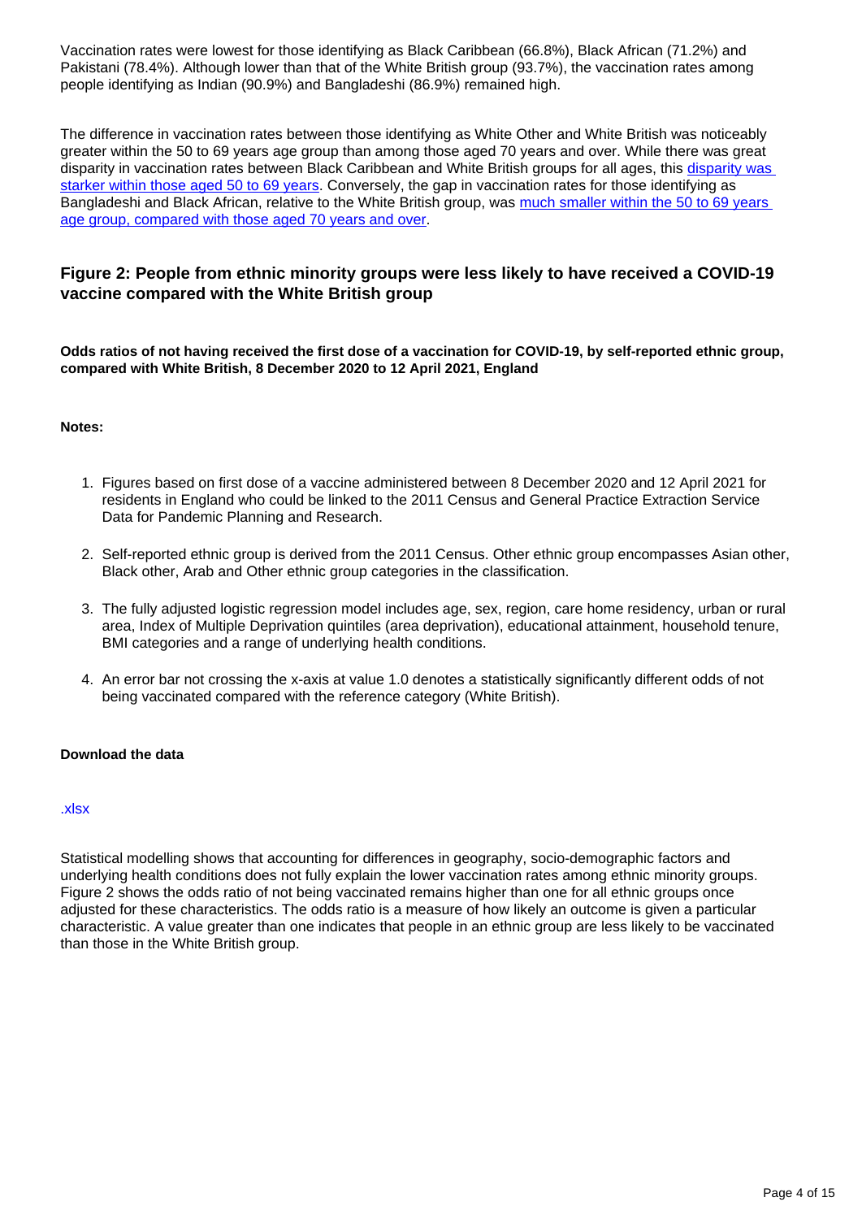Vaccination rates were lowest for those identifying as Black Caribbean (66.8%), Black African (71.2%) and Pakistani (78.4%). Although lower than that of the White British group (93.7%), the vaccination rates among people identifying as Indian (90.9%) and Bangladeshi (86.9%) remained high.

The difference in vaccination rates between those identifying as White Other and White British was noticeably greater within the 50 to 69 years age group than among those aged 70 years and over. While there was great disparity in vaccination rates between Black Caribbean and White British groups for all ages, this disparity was starker within those aged 50 to 69 years. Conversely, the gap in vaccination rates for those identifying as Bangladeshi and Black African, relative to the White British group, was much smaller within the 50 to 69 years age group, compared with those aged 70 years and over.

### Figure 2: People from ethnic minority groups were less likely to have received a COVID-19 vaccine compared with the White British group

**Odds ratios of not having received the first dose of a vaccination for COVID-19, by self-reported ethnic group, compared with White British, 8 December 2020 to 12 April 2021, England**

**Notes:**

1. Figures based on first dose of a vaccine administered between 8 December 2020 and 12 April 2021 for residents in England who could be linked to the 2011 Census and General Practice Extraction Service Data for Pandemic Planning and Research.
2. Self-reported ethnic group is derived from the 2011 Census. Other ethnic group encompasses Asian other, Black other, Arab and Other ethnic group categories in the classification.
3. The fully adjusted logistic regression model includes age, sex, region, care home residency, urban or rural area, Index of Multiple Deprivation quintiles (area deprivation), educational attainment, household tenure, BMI categories and a range of underlying health conditions.
4. An error bar not crossing the x-axis at value 1.0 denotes a statistically significantly different odds of not being vaccinated compared with the reference category (White British).

**Download the data**

.xlsx

Statistical modelling shows that accounting for differences in geography, socio-demographic factors and underlying health conditions does not fully explain the lower vaccination rates among ethnic minority groups. Figure 2 shows the odds ratio of not being vaccinated remains higher than one for all ethnic groups once adjusted for these characteristics. The odds ratio is a measure of how likely an outcome is given a particular characteristic. A value greater than one indicates that people in an ethnic group are less likely to be vaccinated than those in the White British group.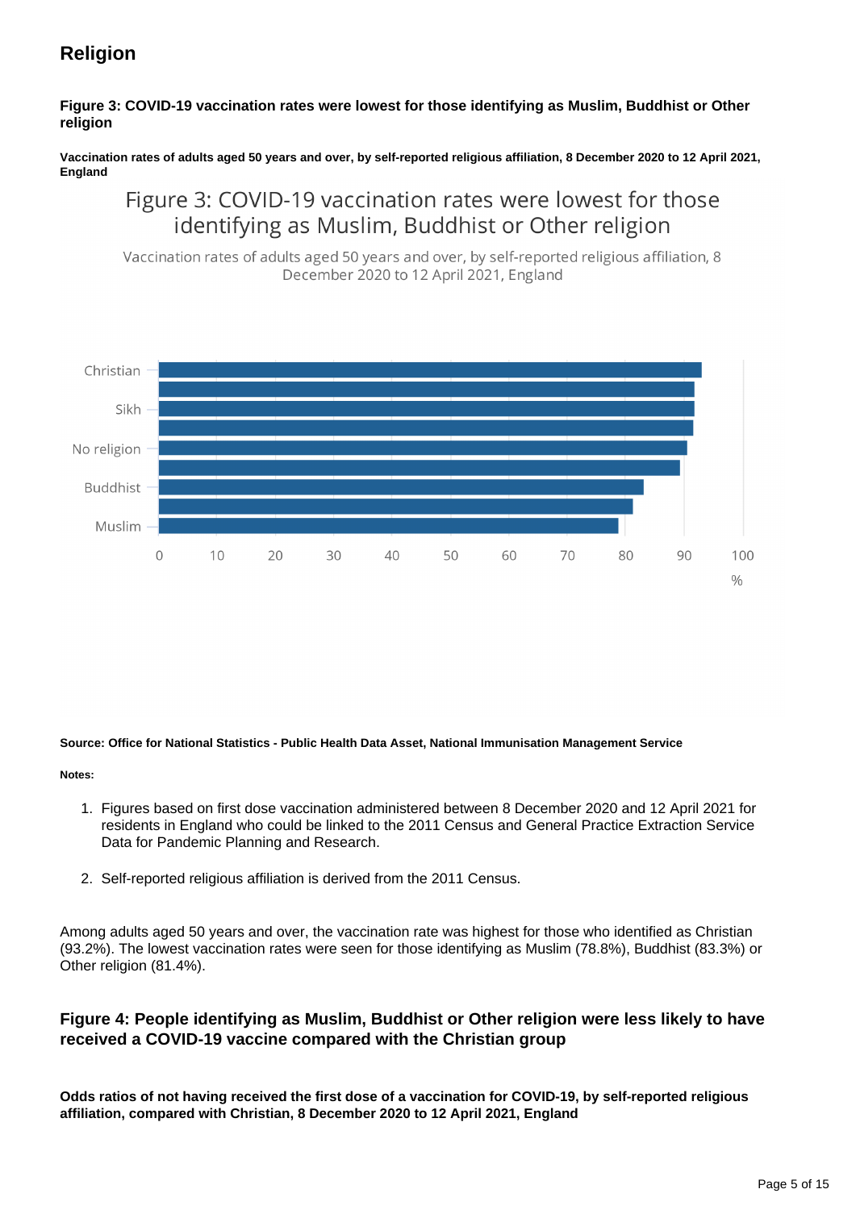## Religion

**Figure 3: COVID-19 vaccination rates were lowest for those identifying as Muslim, Buddhist or Other religion**

**Vaccination rates of adults aged 50 years and over, by self-reported religious affiliation, 8 December 2020 to 12 April 2021, England**

Figure 3: COVID-19 vaccination rates were lowest for those identifying as Muslim, Buddhist or Other religion

Vaccination rates of adults aged 50 years and over, by self-reported religious affiliation, 8 December 2020 to 12 April 2021, England

**Source: Office for National Statistics - Public Health Data Asset, National Immunisation Management Service**

**Notes:**

1. Figures based on first dose vaccination administered between 8 December 2020 and 12 April 2021 for residents in England who could be linked to the 2011 Census and General Practice Extraction Service Data for Pandemic Planning and Research.

2. Self-reported religious affiliation is derived from the 2011 Census.

Among adults aged 50 years and over, the vaccination rate was highest for those who identified as Christian (93.2%). The lowest vaccination rates were seen for those identifying as Muslim (78.8%), Buddhist (83.3%) or Other religion (81.4%).

### Figure 4: People identifying as Muslim, Buddhist or Other religion were less likely to have received a COVID-19 vaccine compared with the Christian group

**Odds ratios of not having received the first dose of a vaccination for COVID-19, by self-reported religious affiliation, compared with Christian, 8 December 2020 to 12 April 2021, England**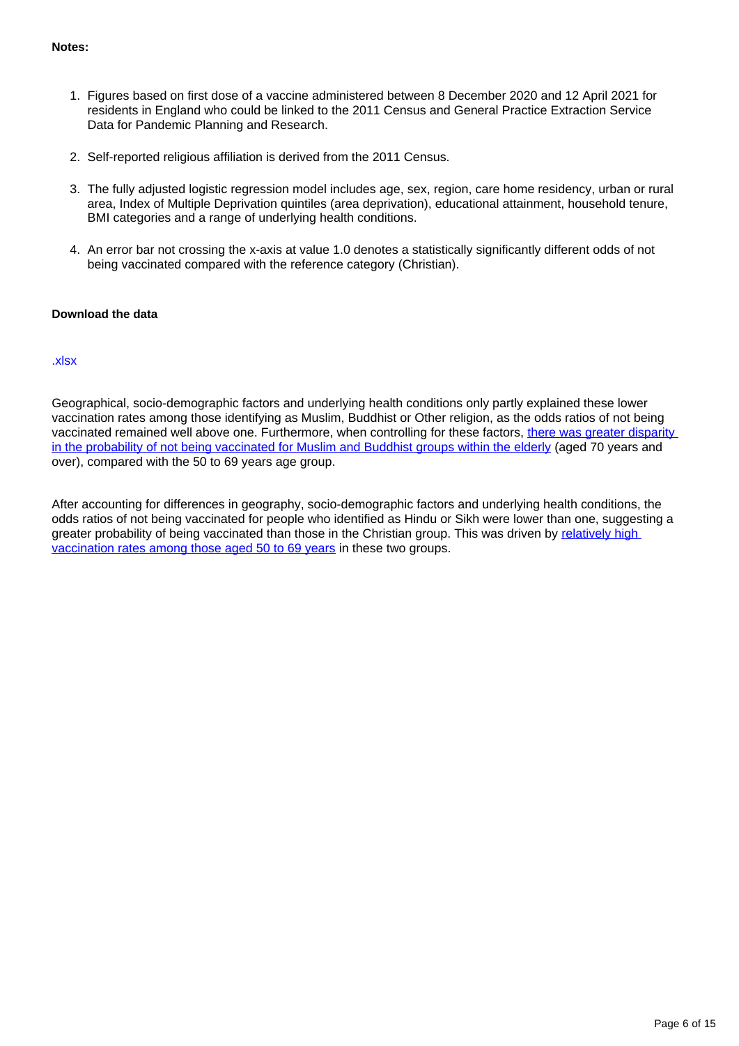**Notes:**

1. Figures based on first dose of a vaccine administered between 8 December 2020 and 12 April 2021 for residents in England who could be linked to the 2011 Census and General Practice Extraction Service Data for Pandemic Planning and Research.

2. Self-reported religious affiliation is derived from the 2011 Census.

3. The fully adjusted logistic regression model includes age, sex, region, care home residency, urban or rural area, Index of Multiple Deprivation quintiles (area deprivation), educational attainment, household tenure, BMI categories and a range of underlying health conditions.

4. An error bar not crossing the x-axis at value 1.0 denotes a statistically significantly different odds of not being vaccinated compared with the reference category (Christian).

**Download the data**

.xlsx

Geographical, socio-demographic factors and underlying health conditions only partly explained these lower vaccination rates among those identifying as Muslim, Buddhist or Other religion, as the odds ratios of not being vaccinated remained well above one. Furthermore, when controlling for these factors, there was greater disparity in the probability of not being vaccinated for Muslim and Buddhist groups within the elderly (aged 70 years and over), compared with the 50 to 69 years age group.

After accounting for differences in geography, socio-demographic factors and underlying health conditions, the odds ratios of not being vaccinated for people who identified as Hindu or Sikh were lower than one, suggesting a greater probability of being vaccinated than those in the Christian group. This was driven by relatively high vaccination rates among those aged 50 to 69 years in these two groups.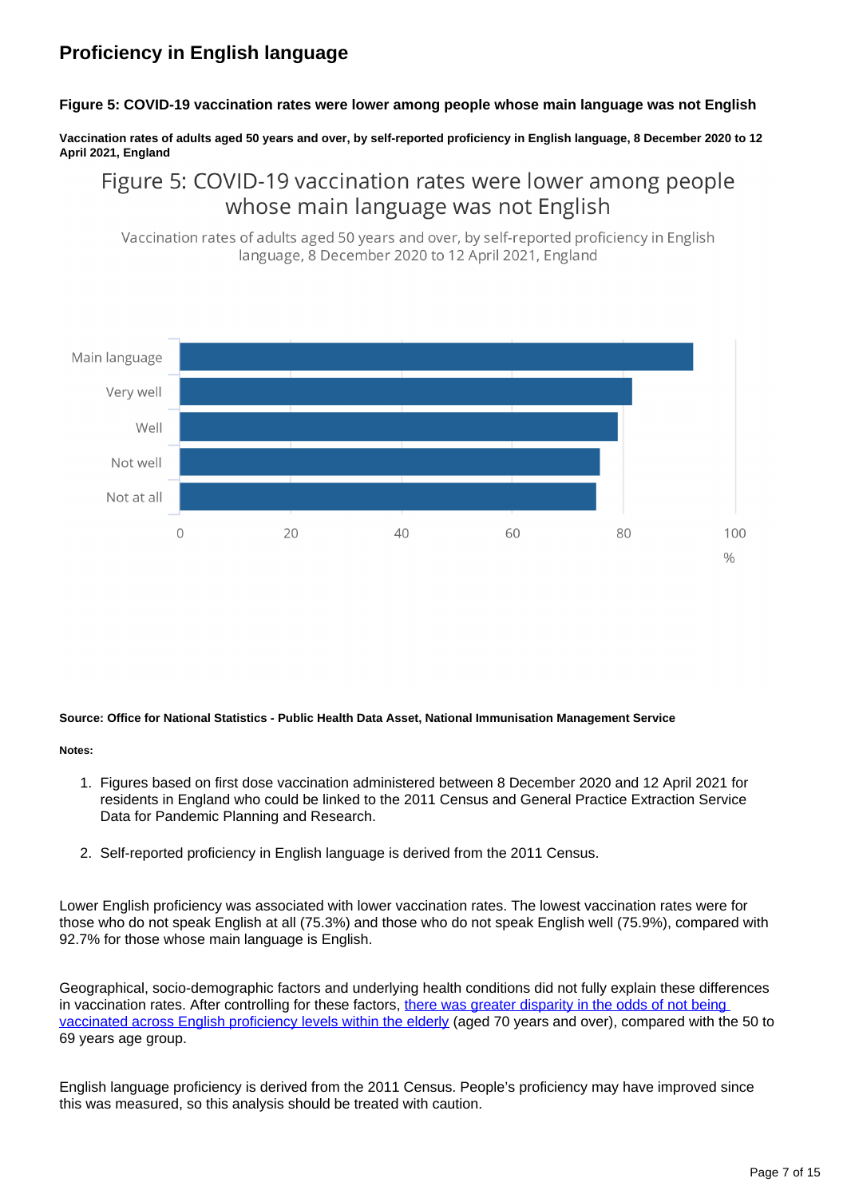## Proficiency in English language

### Figure 5: COVID-19 vaccination rates were lower among people whose main language was not English

**Vaccination rates of adults aged 50 years and over, by self-reported proficiency in English language, 8 December 2020 to 12 April 2021, England**

Figure 5: COVID-19 vaccination rates were lower among people whose main language was not English

Vaccination rates of adults aged 50 years and over, by self-reported proficiency in English language, 8 December 2020 to 12 April 2021, England

| Proficiency | % |
|---|---|
| Main language | 92.7 |
| Very well | |
| Well | |
| Not well | 75.9 |
| Not at all | 75.3 |

**Source: Office for National Statistics - Public Health Data Asset, National Immunisation Management Service**

**Notes:**

1. Figures based on first dose vaccination administered between 8 December 2020 and 12 April 2021 for residents in England who could be linked to the 2011 Census and General Practice Extraction Service Data for Pandemic Planning and Research.
2. Self-reported proficiency in English language is derived from the 2011 Census.

Lower English proficiency was associated with lower vaccination rates. The lowest vaccination rates were for those who do not speak English at all (75.3%) and those who do not speak English well (75.9%), compared with 92.7% for those whose main language is English.

Geographical, socio-demographic factors and underlying health conditions did not fully explain these differences in vaccination rates. After controlling for these factors, [there was greater disparity in the odds of not being vaccinated across English proficiency levels within the elderly]() (aged 70 years and over), compared with the 50 to 69 years age group.

English language proficiency is derived from the 2011 Census. People's proficiency may have improved since this was measured, so this analysis should be treated with caution.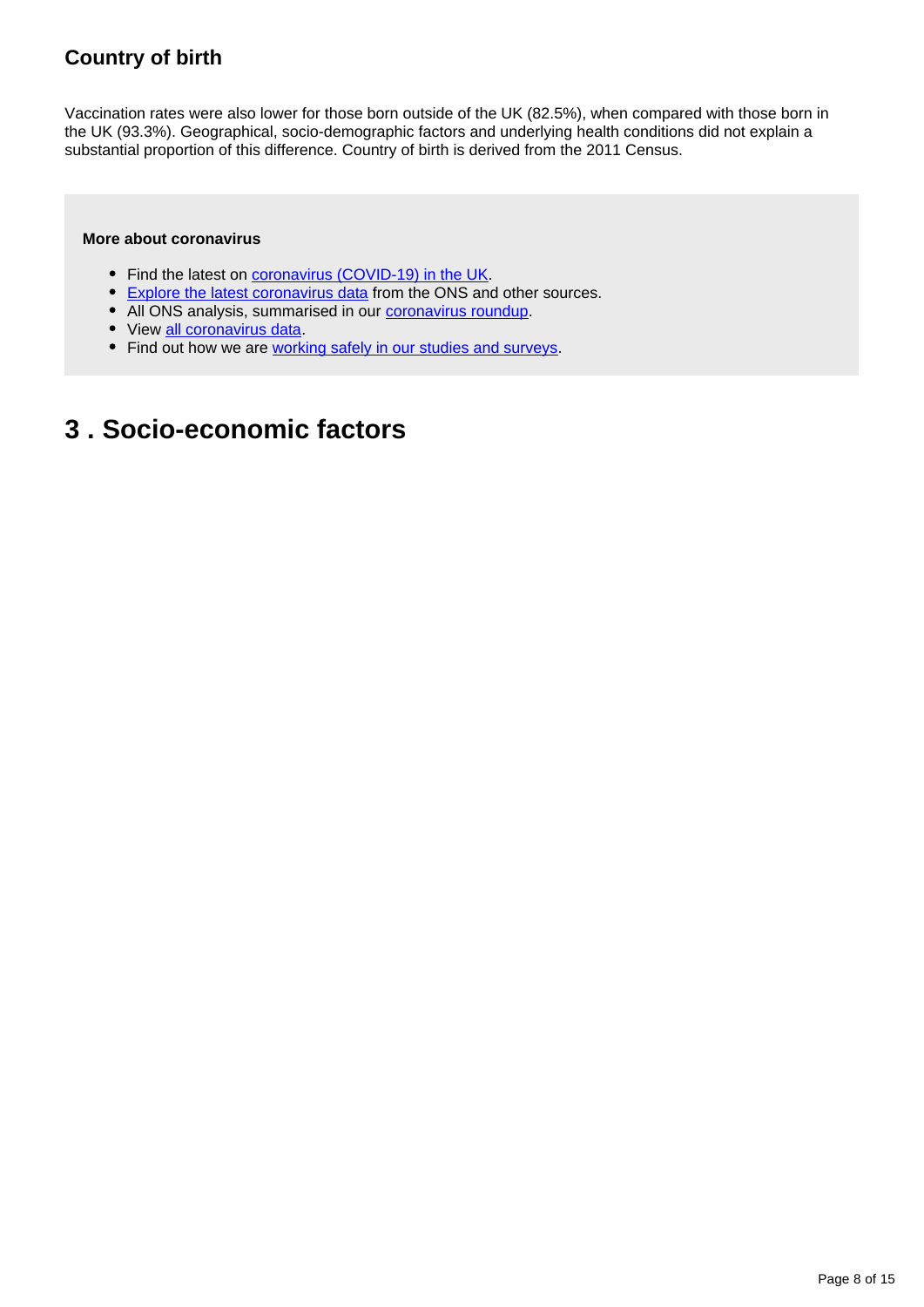### Country of birth

Vaccination rates were also lower for those born outside of the UK (82.5%), when compared with those born in the UK (93.3%). Geographical, socio-demographic factors and underlying health conditions did not explain a substantial proportion of this difference. Country of birth is derived from the 2011 Census.

**More about coronavirus**

- Find the latest on coronavirus (COVID-19) in the UK.
- Explore the latest coronavirus data from the ONS and other sources.
- All ONS analysis, summarised in our coronavirus roundup.
- View all coronavirus data.
- Find out how we are working safely in our studies and surveys.

## 3 . Socio-economic factors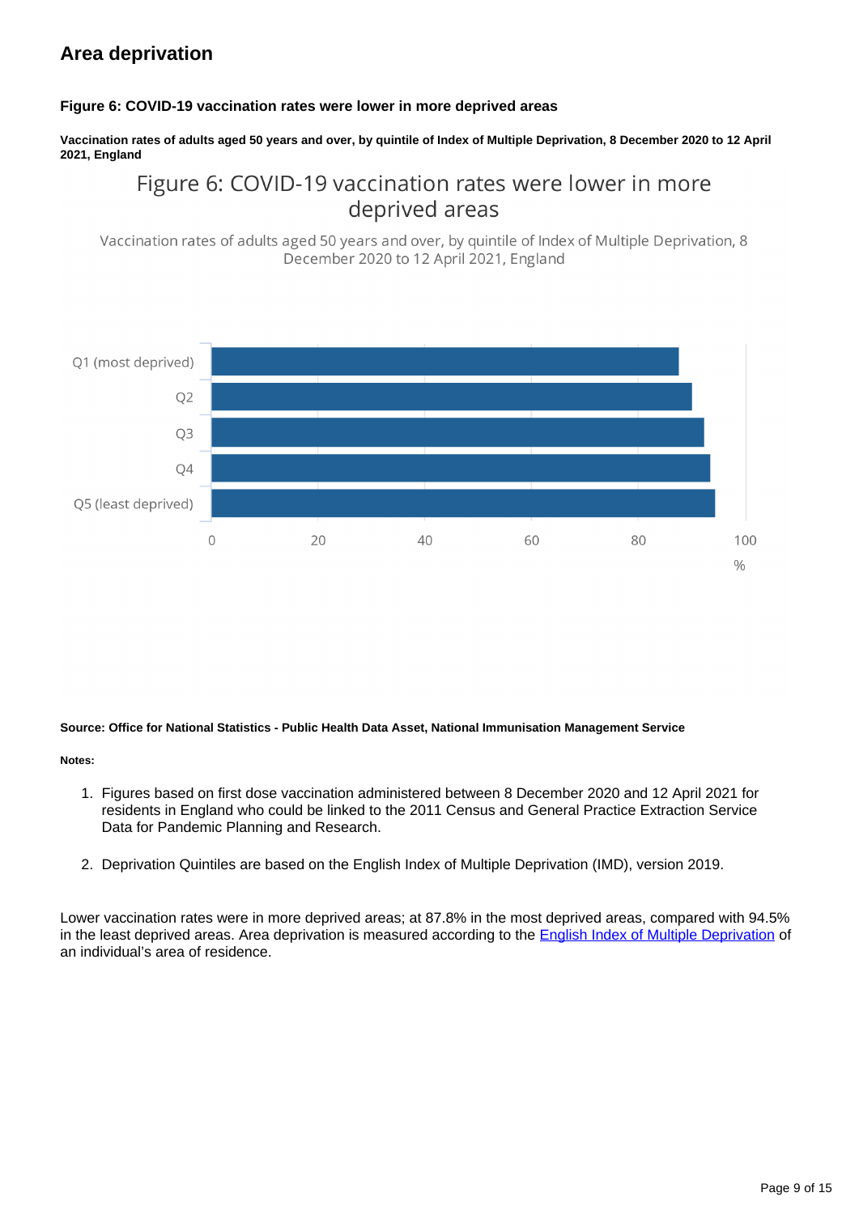## Area deprivation

### Figure 6: COVID-19 vaccination rates were lower in more deprived areas

**Vaccination rates of adults aged 50 years and over, by quintile of Index of Multiple Deprivation, 8 December 2020 to 12 April 2021, England**

**Source: Office for National Statistics - Public Health Data Asset, National Immunisation Management Service**

**Notes:**

1. Figures based on first dose vaccination administered between 8 December 2020 and 12 April 2021 for residents in England who could be linked to the 2011 Census and General Practice Extraction Service Data for Pandemic Planning and Research.

2. Deprivation Quintiles are based on the English Index of Multiple Deprivation (IMD), version 2019.

Lower vaccination rates were in more deprived areas; at 87.8% in the most deprived areas, compared with 94.5% in the least deprived areas. Area deprivation is measured according to the English Index of Multiple Deprivation of an individual's area of residence.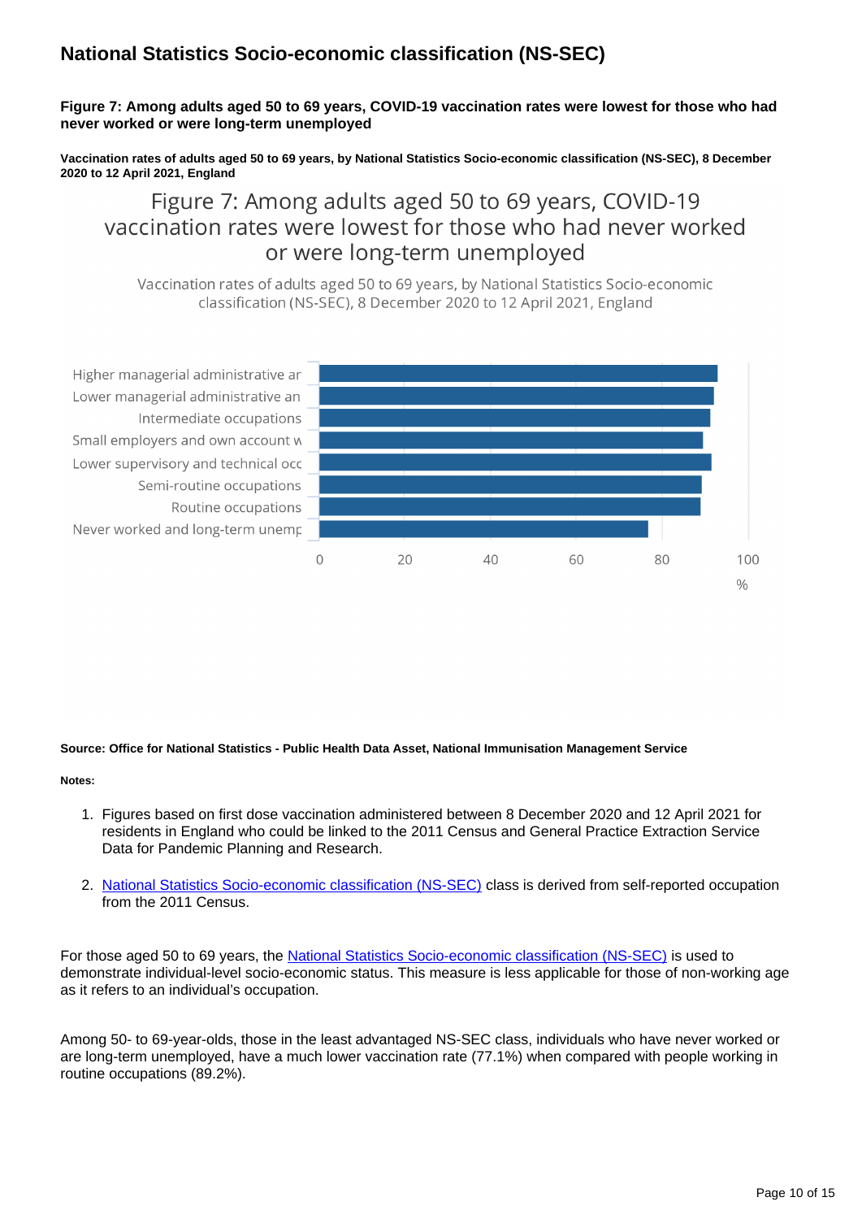## National Statistics Socio-economic classification (NS-SEC)

**Figure 7: Among adults aged 50 to 69 years, COVID-19 vaccination rates were lowest for those who had never worked or were long-term unemployed**

**Vaccination rates of adults aged 50 to 69 years, by National Statistics Socio-economic classification (NS-SEC), 8 December 2020 to 12 April 2021, England**

Figure 7: Among adults aged 50 to 69 years, COVID-19 vaccination rates were lowest for those who had never worked or were long-term unemployed

Vaccination rates of adults aged 50 to 69 years, by National Statistics Socio-economic classification (NS-SEC), 8 December 2020 to 12 April 2021, England

Higher managerial administrative ar
Lower managerial administrative an
Intermediate occupations
Small employers and own account w
Lower supervisory and technical occ
Semi-routine occupations
Routine occupations
Never worked and long-term unemp

0 20 40 60 80 100
%

**Source: Office for National Statistics - Public Health Data Asset, National Immunisation Management Service**

**Notes:**

1. Figures based on first dose vaccination administered between 8 December 2020 and 12 April 2021 for residents in England who could be linked to the 2011 Census and General Practice Extraction Service Data for Pandemic Planning and Research.

2. National Statistics Socio-economic classification (NS-SEC) class is derived from self-reported occupation from the 2011 Census.

For those aged 50 to 69 years, the National Statistics Socio-economic classification (NS-SEC) is used to demonstrate individual-level socio-economic status. This measure is less applicable for those of non-working age as it refers to an individual's occupation.

Among 50- to 69-year-olds, those in the least advantaged NS-SEC class, individuals who have never worked or are long-term unemployed, have a much lower vaccination rate (77.1%) when compared with people working in routine occupations (89.2%).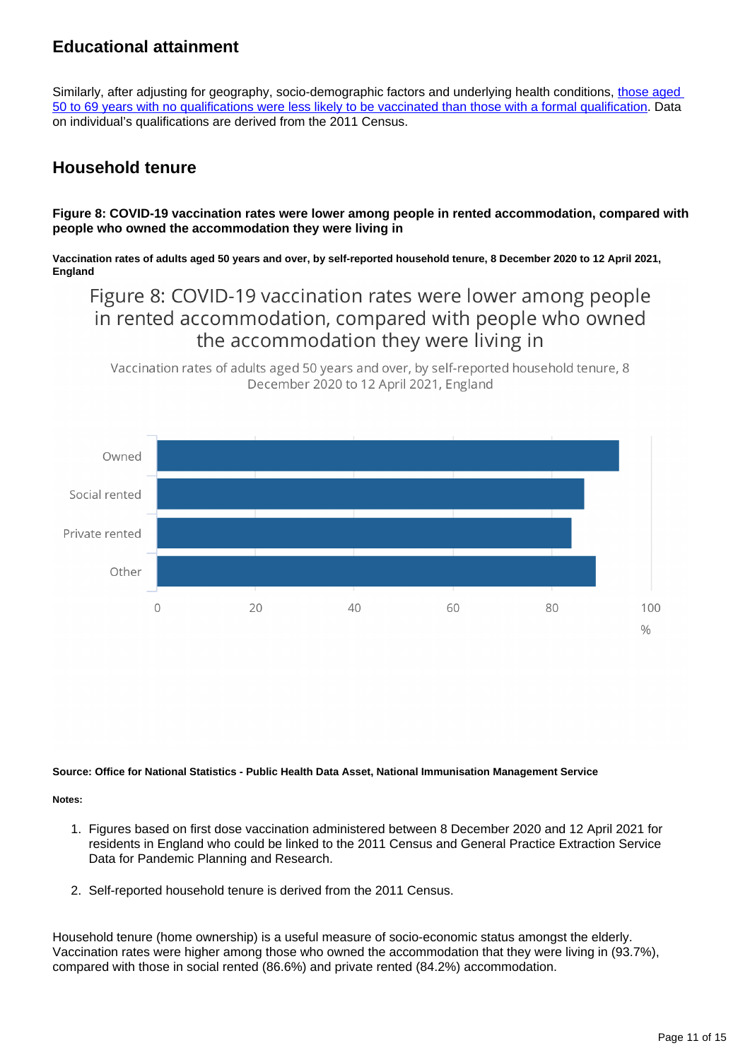## Educational attainment

Similarly, after adjusting for geography, socio-demographic factors and underlying health conditions, [those aged 50 to 69 years with no qualifications were less likely to be vaccinated than those with a formal qualification](). Data on individual's qualifications are derived from the 2011 Census.

## Household tenure

**Figure 8: COVID-19 vaccination rates were lower among people in rented accommodation, compared with people who owned the accommodation they were living in**

**Vaccination rates of adults aged 50 years and over, by self-reported household tenure, 8 December 2020 to 12 April 2021, England**

Figure 8: COVID-19 vaccination rates were lower among people in rented accommodation, compared with people who owned the accommodation they were living in

Vaccination rates of adults aged 50 years and over, by self-reported household tenure, 8 December 2020 to 12 April 2021, England

| Tenure | % |
|---|---|
| Owned | 93.7 |
| Social rented | 86.6 |
| Private rented | 84.2 |
| Other | ~89 |

**Source: Office for National Statistics - Public Health Data Asset, National Immunisation Management Service**

**Notes:**

1. Figures based on first dose vaccination administered between 8 December 2020 and 12 April 2021 for residents in England who could be linked to the 2011 Census and General Practice Extraction Service Data for Pandemic Planning and Research.

2. Self-reported household tenure is derived from the 2011 Census.

Household tenure (home ownership) is a useful measure of socio-economic status amongst the elderly. Vaccination rates were higher among those who owned the accommodation that they were living in (93.7%), compared with those in social rented (86.6%) and private rented (84.2%) accommodation.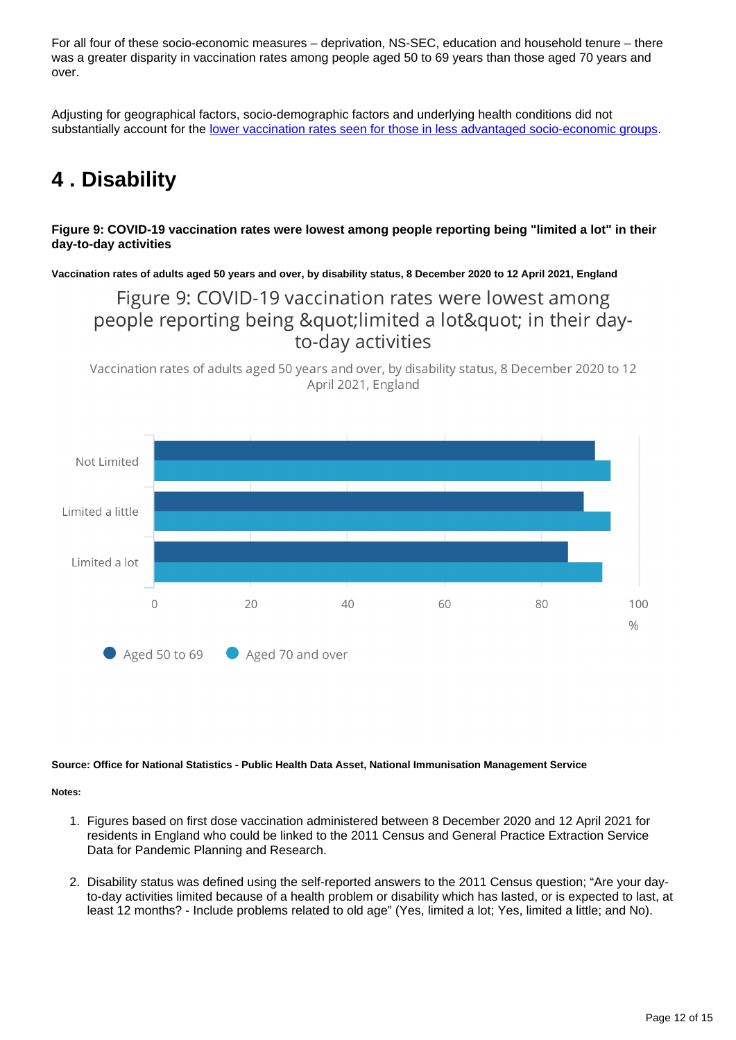For all four of these socio-economic measures – deprivation, NS-SEC, education and household tenure – there was a greater disparity in vaccination rates among people aged 50 to 69 years than those aged 70 years and over.

Adjusting for geographical factors, socio-demographic factors and underlying health conditions did not substantially account for the lower vaccination rates seen for those in less advantaged socio-economic groups.

# 4 . Disability

**Figure 9: COVID-19 vaccination rates were lowest among people reporting being "limited a lot" in their day-to-day activities**

**Vaccination rates of adults aged 50 years and over, by disability status, 8 December 2020 to 12 April 2021, England**

Figure 9: COVID-19 vaccination rates were lowest among people reporting being &quot;limited a lot&quot; in their day-to-day activities

Vaccination rates of adults aged 50 years and over, by disability status, 8 December 2020 to 12 April 2021, England

Not Limited

Limited a little

Limited a lot

0 20 40 60 80 100

%

Aged 50 to 69 Aged 70 and over

**Source: Office for National Statistics - Public Health Data Asset, National Immunisation Management Service**

**Notes:**

1. Figures based on first dose vaccination administered between 8 December 2020 and 12 April 2021 for residents in England who could be linked to the 2011 Census and General Practice Extraction Service Data for Pandemic Planning and Research.

2. Disability status was defined using the self-reported answers to the 2011 Census question; "Are your day-to-day activities limited because of a health problem or disability which has lasted, or is expected to last, at least 12 months? - Include problems related to old age" (Yes, limited a lot; Yes, limited a little; and No).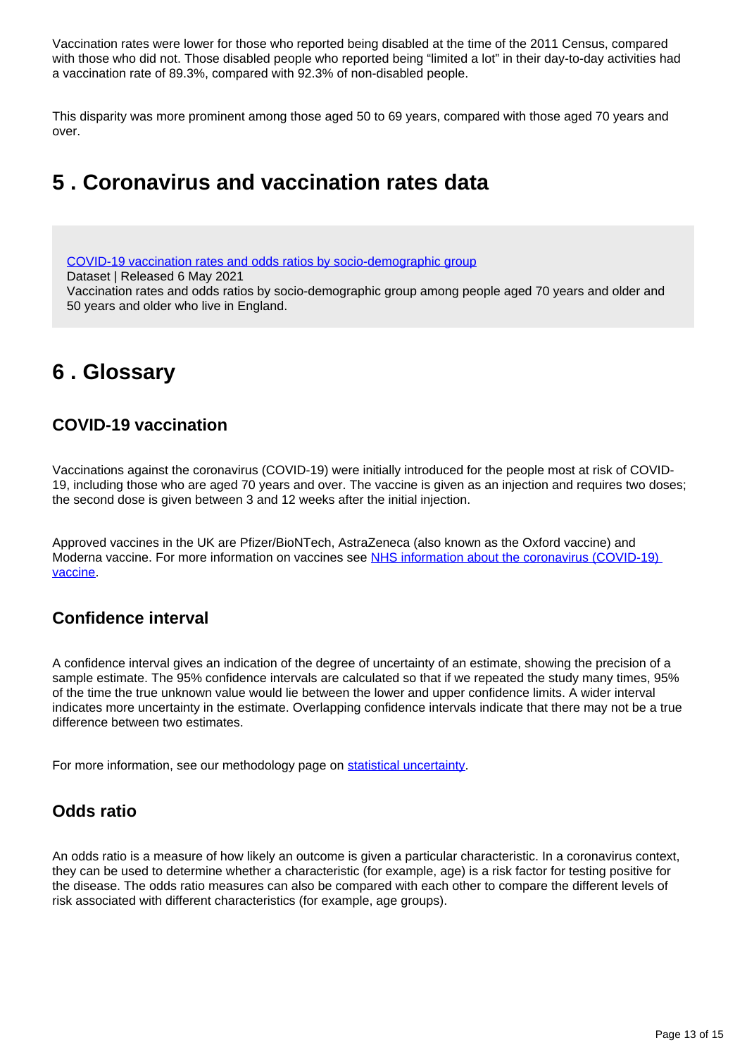Vaccination rates were lower for those who reported being disabled at the time of the 2011 Census, compared with those who did not. Those disabled people who reported being "limited a lot" in their day-to-day activities had a vaccination rate of 89.3%, compared with 92.3% of non-disabled people.

This disparity was more prominent among those aged 50 to 69 years, compared with those aged 70 years and over.

## 5 . Coronavirus and vaccination rates data

[COVID-19 vaccination rates and odds ratios by socio-demographic group](#)
Dataset | Released 6 May 2021
Vaccination rates and odds ratios by socio-demographic group among people aged 70 years and older and 50 years and older who live in England.

## 6 . Glossary

### COVID-19 vaccination

Vaccinations against the coronavirus (COVID-19) were initially introduced for the people most at risk of COVID-19, including those who are aged 70 years and over. The vaccine is given as an injection and requires two doses; the second dose is given between 3 and 12 weeks after the initial injection.

Approved vaccines in the UK are Pfizer/BioNTech, AstraZeneca (also known as the Oxford vaccine) and Moderna vaccine. For more information on vaccines see [NHS information about the coronavirus (COVID-19) vaccine](#).

### Confidence interval

A confidence interval gives an indication of the degree of uncertainty of an estimate, showing the precision of a sample estimate. The 95% confidence intervals are calculated so that if we repeated the study many times, 95% of the time the true unknown value would lie between the lower and upper confidence limits. A wider interval indicates more uncertainty in the estimate. Overlapping confidence intervals indicate that there may not be a true difference between two estimates.

For more information, see our methodology page on [statistical uncertainty](#).

### Odds ratio

An odds ratio is a measure of how likely an outcome is given a particular characteristic. In a coronavirus context, they can be used to determine whether a characteristic (for example, age) is a risk factor for testing positive for the disease. The odds ratio measures can also be compared with each other to compare the different levels of risk associated with different characteristics (for example, age groups).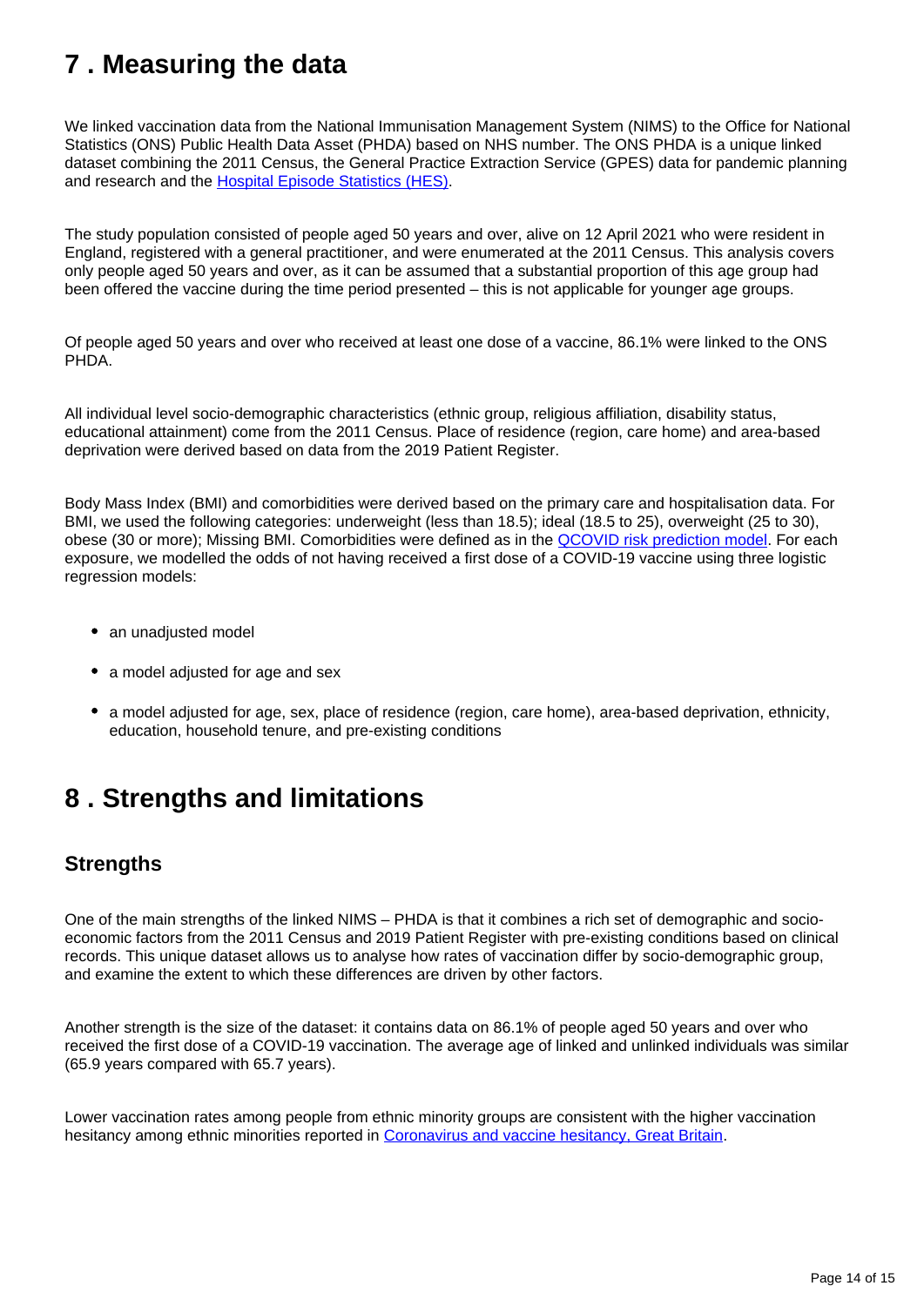## 7 . Measuring the data

We linked vaccination data from the National Immunisation Management System (NIMS) to the Office for National Statistics (ONS) Public Health Data Asset (PHDA) based on NHS number. The ONS PHDA is a unique linked dataset combining the 2011 Census, the General Practice Extraction Service (GPES) data for pandemic planning and research and the [Hospital Episode Statistics (HES)](#).

The study population consisted of people aged 50 years and over, alive on 12 April 2021 who were resident in England, registered with a general practitioner, and were enumerated at the 2011 Census. This analysis covers only people aged 50 years and over, as it can be assumed that a substantial proportion of this age group had been offered the vaccine during the time period presented – this is not applicable for younger age groups.

Of people aged 50 years and over who received at least one dose of a vaccine, 86.1% were linked to the ONS PHDA.

All individual level socio-demographic characteristics (ethnic group, religious affiliation, disability status, educational attainment) come from the 2011 Census. Place of residence (region, care home) and area-based deprivation were derived based on data from the 2019 Patient Register.

Body Mass Index (BMI) and comorbidities were derived based on the primary care and hospitalisation data. For BMI, we used the following categories: underweight (less than 18.5); ideal (18.5 to 25), overweight (25 to 30), obese (30 or more); Missing BMI. Comorbidities were defined as in the [QCOVID risk prediction model](#). For each exposure, we modelled the odds of not having received a first dose of a COVID-19 vaccine using three logistic regression models:

- an unadjusted model
- a model adjusted for age and sex
- a model adjusted for age, sex, place of residence (region, care home), area-based deprivation, ethnicity, education, household tenure, and pre-existing conditions

## 8 . Strengths and limitations

### Strengths

One of the main strengths of the linked NIMS – PHDA is that it combines a rich set of demographic and socio-economic factors from the 2011 Census and 2019 Patient Register with pre-existing conditions based on clinical records. This unique dataset allows us to analyse how rates of vaccination differ by socio-demographic group, and examine the extent to which these differences are driven by other factors.

Another strength is the size of the dataset: it contains data on 86.1% of people aged 50 years and over who received the first dose of a COVID-19 vaccination. The average age of linked and unlinked individuals was similar (65.9 years compared with 65.7 years).

Lower vaccination rates among people from ethnic minority groups are consistent with the higher vaccination hesitancy among ethnic minorities reported in [Coronavirus and vaccine hesitancy, Great Britain](#).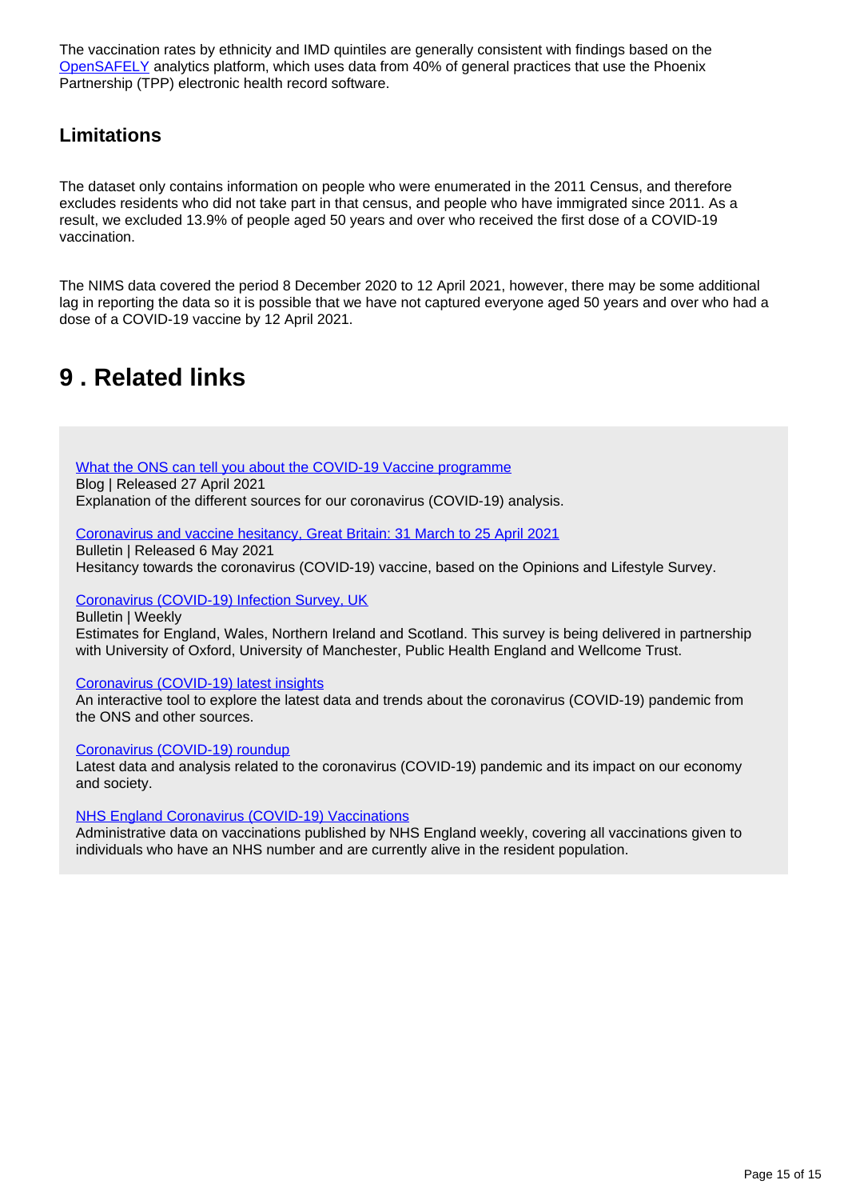The vaccination rates by ethnicity and IMD quintiles are generally consistent with findings based on the OpenSAFELY analytics platform, which uses data from 40% of general practices that use the Phoenix Partnership (TPP) electronic health record software.

### Limitations

The dataset only contains information on people who were enumerated in the 2011 Census, and therefore excludes residents who did not take part in that census, and people who have immigrated since 2011. As a result, we excluded 13.9% of people aged 50 years and over who received the first dose of a COVID-19 vaccination.

The NIMS data covered the period 8 December 2020 to 12 April 2021, however, there may be some additional lag in reporting the data so it is possible that we have not captured everyone aged 50 years and over who had a dose of a COVID-19 vaccine by 12 April 2021.

## 9 . Related links

What the ONS can tell you about the COVID-19 Vaccine programme
Blog | Released 27 April 2021
Explanation of the different sources for our coronavirus (COVID-19) analysis.

Coronavirus and vaccine hesitancy, Great Britain: 31 March to 25 April 2021
Bulletin | Released 6 May 2021
Hesitancy towards the coronavirus (COVID-19) vaccine, based on the Opinions and Lifestyle Survey.

Coronavirus (COVID-19) Infection Survey, UK
Bulletin | Weekly
Estimates for England, Wales, Northern Ireland and Scotland. This survey is being delivered in partnership with University of Oxford, University of Manchester, Public Health England and Wellcome Trust.

Coronavirus (COVID-19) latest insights
An interactive tool to explore the latest data and trends about the coronavirus (COVID-19) pandemic from the ONS and other sources.

Coronavirus (COVID-19) roundup
Latest data and analysis related to the coronavirus (COVID-19) pandemic and its impact on our economy and society.

NHS England Coronavirus (COVID-19) Vaccinations
Administrative data on vaccinations published by NHS England weekly, covering all vaccinations given to individuals who have an NHS number and are currently alive in the resident population.